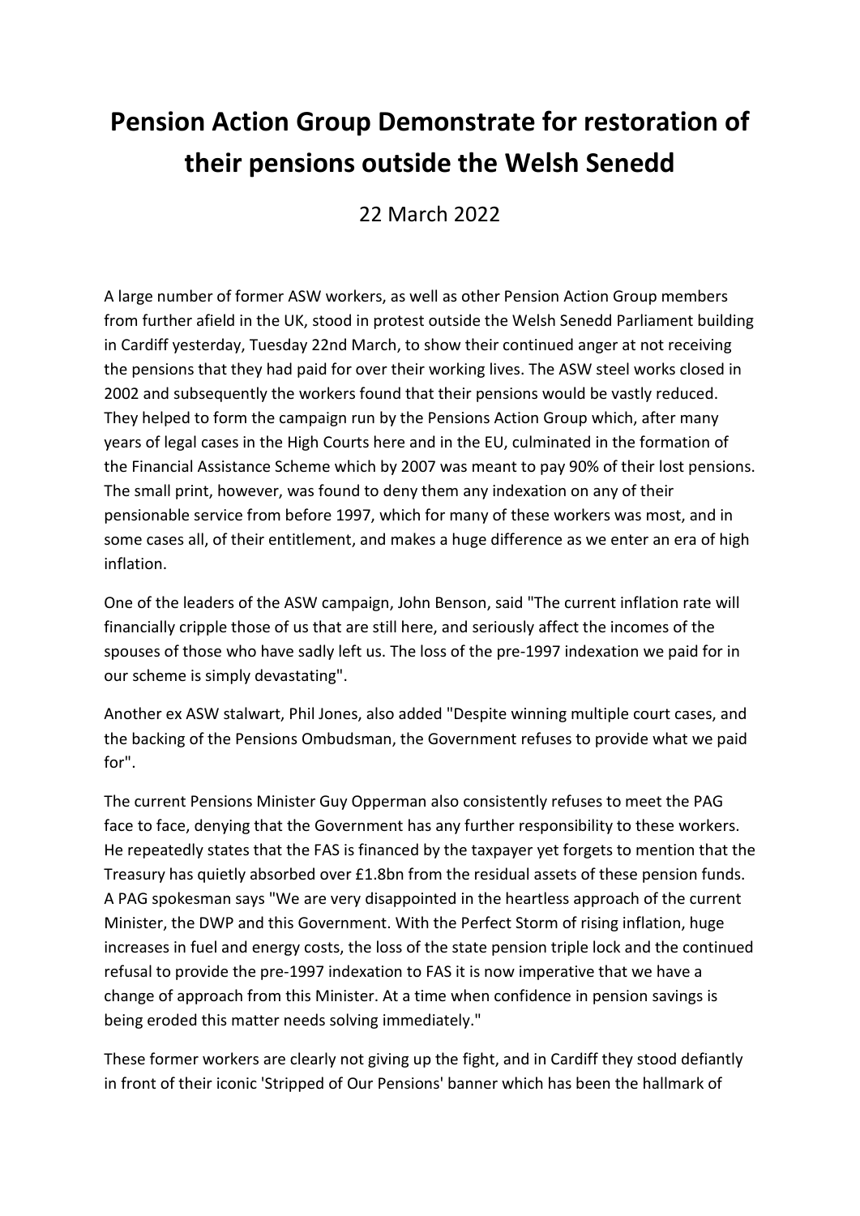# Pension Action Group Demonstrate for restoration of their pensions outside the Welsh Senedd

22 March 2022

A large number of former ASW workers, as well as other Pension Action Group members from further afield in the UK, stood in protest outside the Welsh Senedd Parliament building in Cardiff yesterday, Tuesday 22nd March, to show their continued anger at not receiving the pensions that they had paid for over their working lives. The ASW steel works closed in 2002 and subsequently the workers found that their pensions would be vastly reduced. They helped to form the campaign run by the Pensions Action Group which, after many years of legal cases in the High Courts here and in the EU, culminated in the formation of the Financial Assistance Scheme which by 2007 was meant to pay 90% of their lost pensions. The small print, however, was found to deny them any indexation on any of their pensionable service from before 1997, which for many of these workers was most, and in some cases all, of their entitlement, and makes a huge difference as we enter an era of high inflation.

One of the leaders of the ASW campaign, John Benson, said "The current inflation rate will financially cripple those of us that are still here, and seriously affect the incomes of the spouses of those who have sadly left us. The loss of the pre-1997 indexation we paid for in our scheme is simply devastating".

Another ex ASW stalwart, Phil Jones, also added "Despite winning multiple court cases, and the backing of the Pensions Ombudsman, the Government refuses to provide what we paid for".

The current Pensions Minister Guy Opperman also consistently refuses to meet the PAG face to face, denying that the Government has any further responsibility to these workers. He repeatedly states that the FAS is financed by the taxpayer yet forgets to mention that the Treasury has quietly absorbed over £1.8bn from the residual assets of these pension funds. A PAG spokesman says "We are very disappointed in the heartless approach of the current Minister, the DWP and this Government. With the Perfect Storm of rising inflation, huge increases in fuel and energy costs, the loss of the state pension triple lock and the continued refusal to provide the pre-1997 indexation to FAS it is now imperative that we have a change of approach from this Minister. At a time when confidence in pension savings is being eroded this matter needs solving immediately."

These former workers are clearly not giving up the fight, and in Cardiff they stood defiantly in front of their iconic 'Stripped of Our Pensions' banner which has been the hallmark of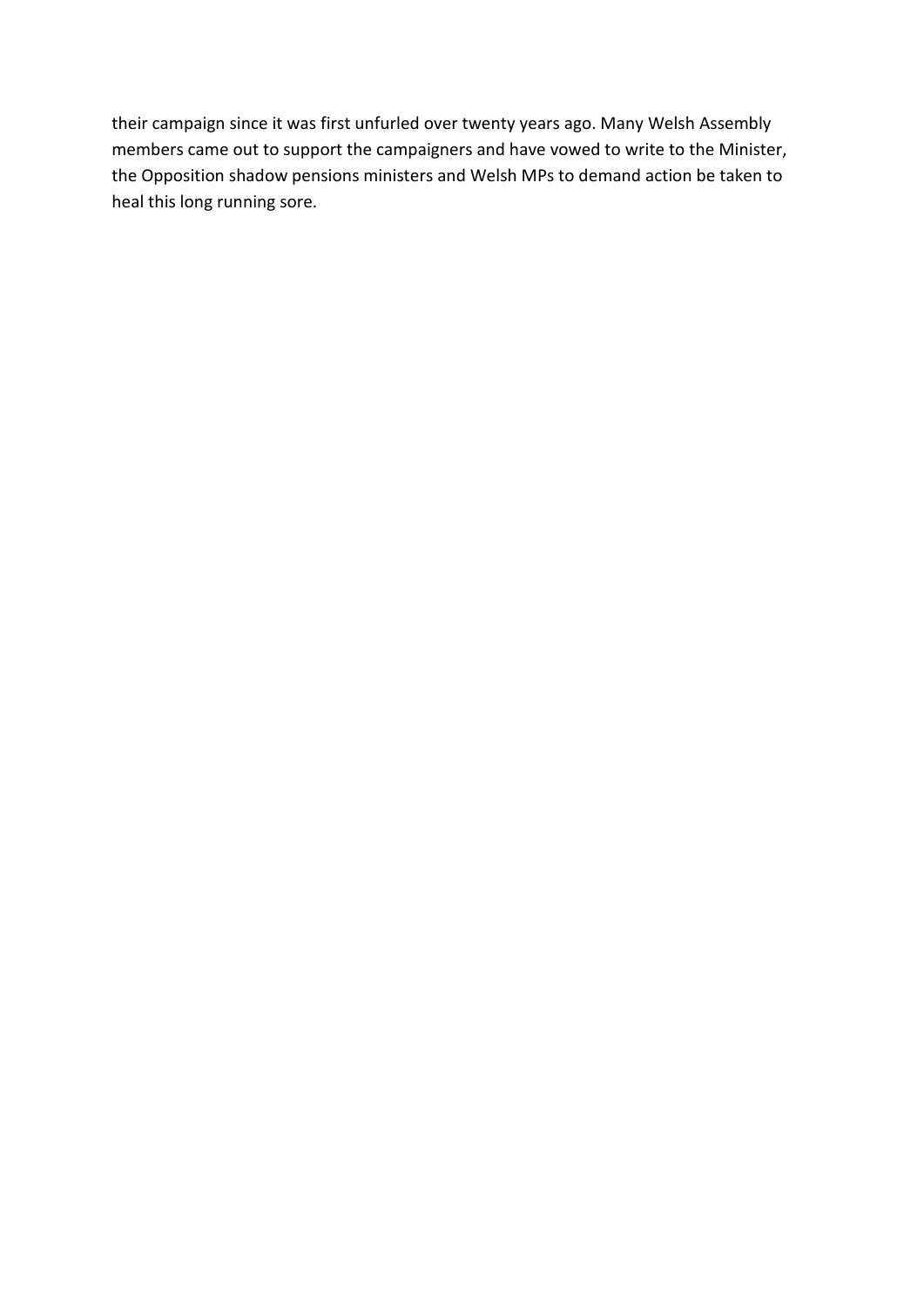their campaign since it was first unfurled over twenty years ago. Many Welsh Assembly members came out to support the campaigners and have vowed to write to the Minister, the Opposition shadow pensions ministers and Welsh MPs to demand action be taken to heal this long running sore.